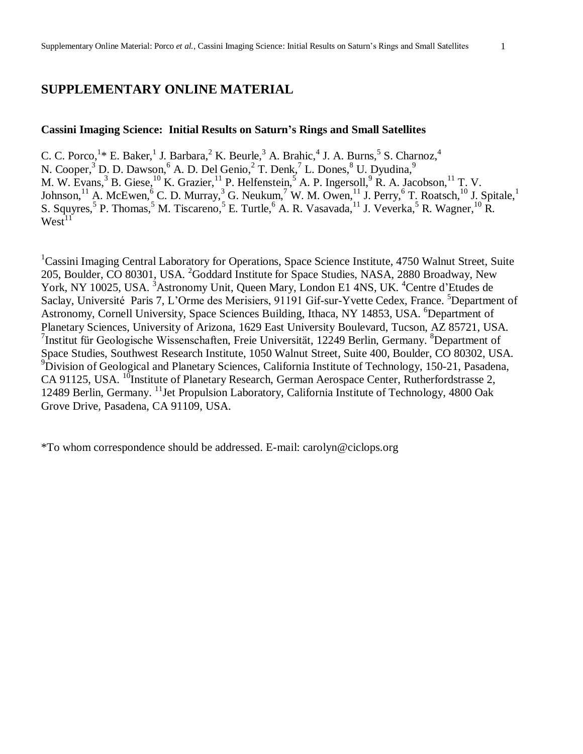## SUPPLEMENTARY ONLINE MATERIAL

**Cassini Imaging Science: Initial Results on Saturn's Rings and Small Satellites**

C. C. Porco,[1]* E. Baker,[1] J. Barbara,[2] K. Beurle,[3] A. Brahic,[4] J. A. Burns,[5] S. Charnoz,[4] N. Cooper,[3] D. D. Dawson,[6] A. D. Del Genio,[2] T. Denk,[7] L. Dones,[8] U. Dyudina,[9] M. W. Evans,[3] B. Giese,[10] K. Grazier,[11] P. Helfenstein,[5] A. P. Ingersoll,[9] R. A. Jacobson,[11] T. V. Johnson,[11] A. McEwen,[6] C. D. Murray,[3] G. Neukum,[7] W. M. Owen,[11] J. Perry,[6] T. Roatsch,[10] J. Spitale,[1] S. Squyres,[5] P. Thomas,[5] M. Tiscareno,[5] E. Turtle,[6] A. R. Vasavada,[11] J. Veverka,[5] R. Wagner,[10] R. West[11]

[1]Cassini Imaging Central Laboratory for Operations, Space Science Institute, 4750 Walnut Street, Suite 205, Boulder, CO 80301, USA. [2]Goddard Institute for Space Studies, NASA, 2880 Broadway, New York, NY 10025, USA. [3]Astronomy Unit, Queen Mary, London E1 4NS, UK. [4]Centre d'Etudes de Saclay, Université Paris 7, L'Orme des Merisiers, 91191 Gif-sur-Yvette Cedex, France. [5]Department of Astronomy, Cornell University, Space Sciences Building, Ithaca, NY 14853, USA. [6]Department of Planetary Sciences, University of Arizona, 1629 East University Boulevard, Tucson, AZ 85721, USA. [7]Institut für Geologische Wissenschaften, Freie Universität, 12249 Berlin, Germany. [8]Department of Space Studies, Southwest Research Institute, 1050 Walnut Street, Suite 400, Boulder, CO 80302, USA. [9]Division of Geological and Planetary Sciences, California Institute of Technology, 150-21, Pasadena, CA 91125, USA. [10]Institute of Planetary Research, German Aerospace Center, Rutherfordstrasse 2, 12489 Berlin, Germany. [11]Jet Propulsion Laboratory, California Institute of Technology, 4800 Oak Grove Drive, Pasadena, CA 91109, USA.

*To whom correspondence should be addressed. E-mail: carolyn@ciclops.org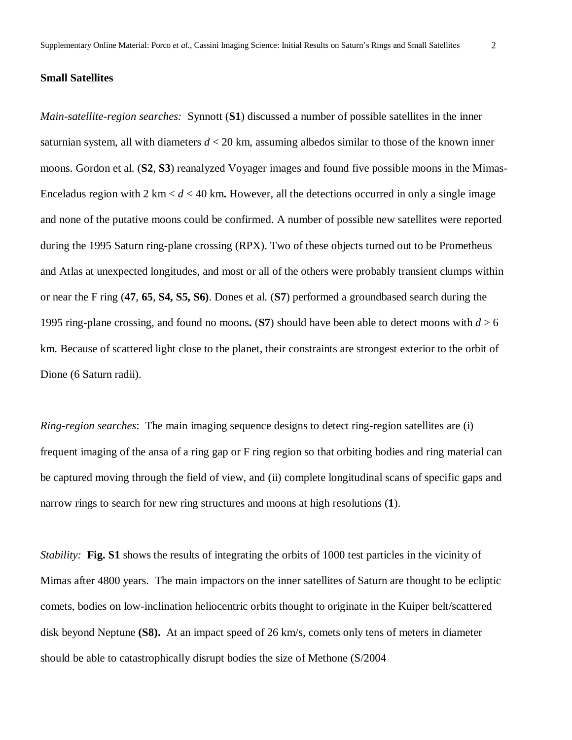**Small Satellites**

*Main-satellite-region searches:* Synnott (**S1**) discussed a number of possible satellites in the inner saturnian system, all with diameters $d < 20$ km, assuming albedos similar to those of the known inner moons. Gordon et al. (**S2**, **S3**) reanalyzed Voyager images and found five possible moons in the Mimas-Enceladus region with 2 km < $d$ < 40 km**.** However, all the detections occurred in only a single image and none of the putative moons could be confirmed. A number of possible new satellites were reported during the 1995 Saturn ring-plane crossing (RPX). Two of these objects turned out to be Prometheus and Atlas at unexpected longitudes, and most or all of the others were probably transient clumps within or near the F ring (**47**, **65**, **S4, S5, S6)**. Dones et al. (**S7**) performed a groundbased search during the 1995 ring-plane crossing, and found no moons**.** (**S7**) should have been able to detect moons with $d > 6$ km. Because of scattered light close to the planet, their constraints are strongest exterior to the orbit of Dione (6 Saturn radii).

*Ring-region searches*: The main imaging sequence designs to detect ring-region satellites are (i) frequent imaging of the ansa of a ring gap or F ring region so that orbiting bodies and ring material can be captured moving through the field of view, and (ii) complete longitudinal scans of specific gaps and narrow rings to search for new ring structures and moons at high resolutions (**1**).

*Stability:* **Fig. S1** shows the results of integrating the orbits of 1000 test particles in the vicinity of Mimas after 4800 years. The main impactors on the inner satellites of Saturn are thought to be ecliptic comets, bodies on low-inclination heliocentric orbits thought to originate in the Kuiper belt/scattered disk beyond Neptune **(S8).** At an impact speed of 26 km/s, comets only tens of meters in diameter should be able to catastrophically disrupt bodies the size of Methone (S/2004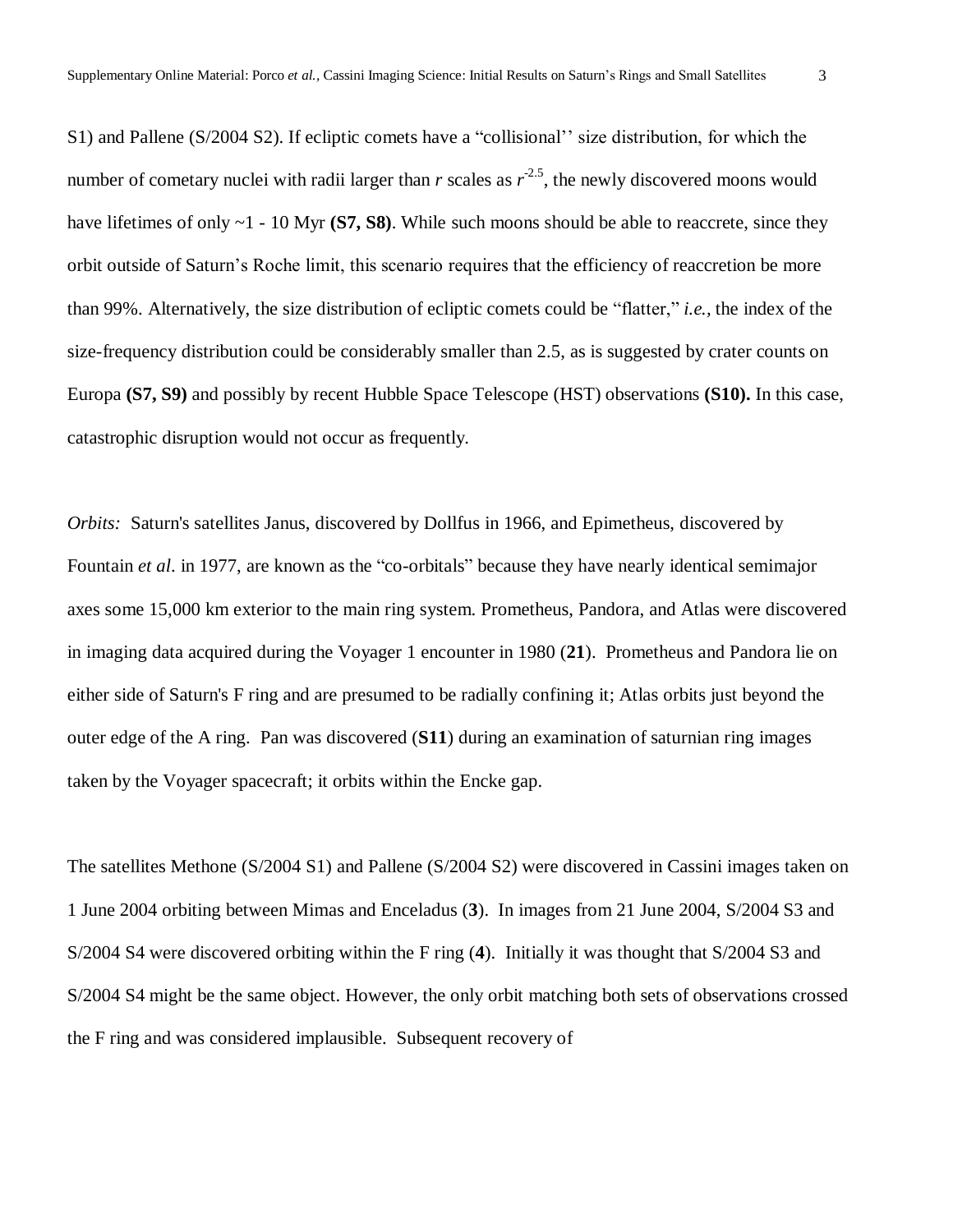S1) and Pallene (S/2004 S2). If ecliptic comets have a "collisional'' size distribution, for which the number of cometary nuclei with radii larger than $r$ scales as $r^{-2.5}$, the newly discovered moons would have lifetimes of only ~1 - 10 Myr **(S7, S8)**. While such moons should be able to reaccrete, since they orbit outside of Saturn's Roche limit, this scenario requires that the efficiency of reaccretion be more than 99%. Alternatively, the size distribution of ecliptic comets could be "flatter," *i.e.,* the index of the size-frequency distribution could be considerably smaller than 2.5, as is suggested by crater counts on Europa **(S7, S9)** and possibly by recent Hubble Space Telescope (HST) observations **(S10).** In this case, catastrophic disruption would not occur as frequently.

*Orbits:* Saturn's satellites Janus, discovered by Dollfus in 1966, and Epimetheus, discovered by Fountain *et al*. in 1977, are known as the "co-orbitals" because they have nearly identical semimajor axes some 15,000 km exterior to the main ring system. Prometheus, Pandora, and Atlas were discovered in imaging data acquired during the Voyager 1 encounter in 1980 (**21**). Prometheus and Pandora lie on either side of Saturn's F ring and are presumed to be radially confining it; Atlas orbits just beyond the outer edge of the A ring. Pan was discovered (**S11**) during an examination of saturnian ring images taken by the Voyager spacecraft; it orbits within the Encke gap.

The satellites Methone (S/2004 S1) and Pallene (S/2004 S2) were discovered in Cassini images taken on 1 June 2004 orbiting between Mimas and Enceladus (**3**). In images from 21 June 2004, S/2004 S3 and S/2004 S4 were discovered orbiting within the F ring (**4**). Initially it was thought that S/2004 S3 and S/2004 S4 might be the same object. However, the only orbit matching both sets of observations crossed the F ring and was considered implausible. Subsequent recovery of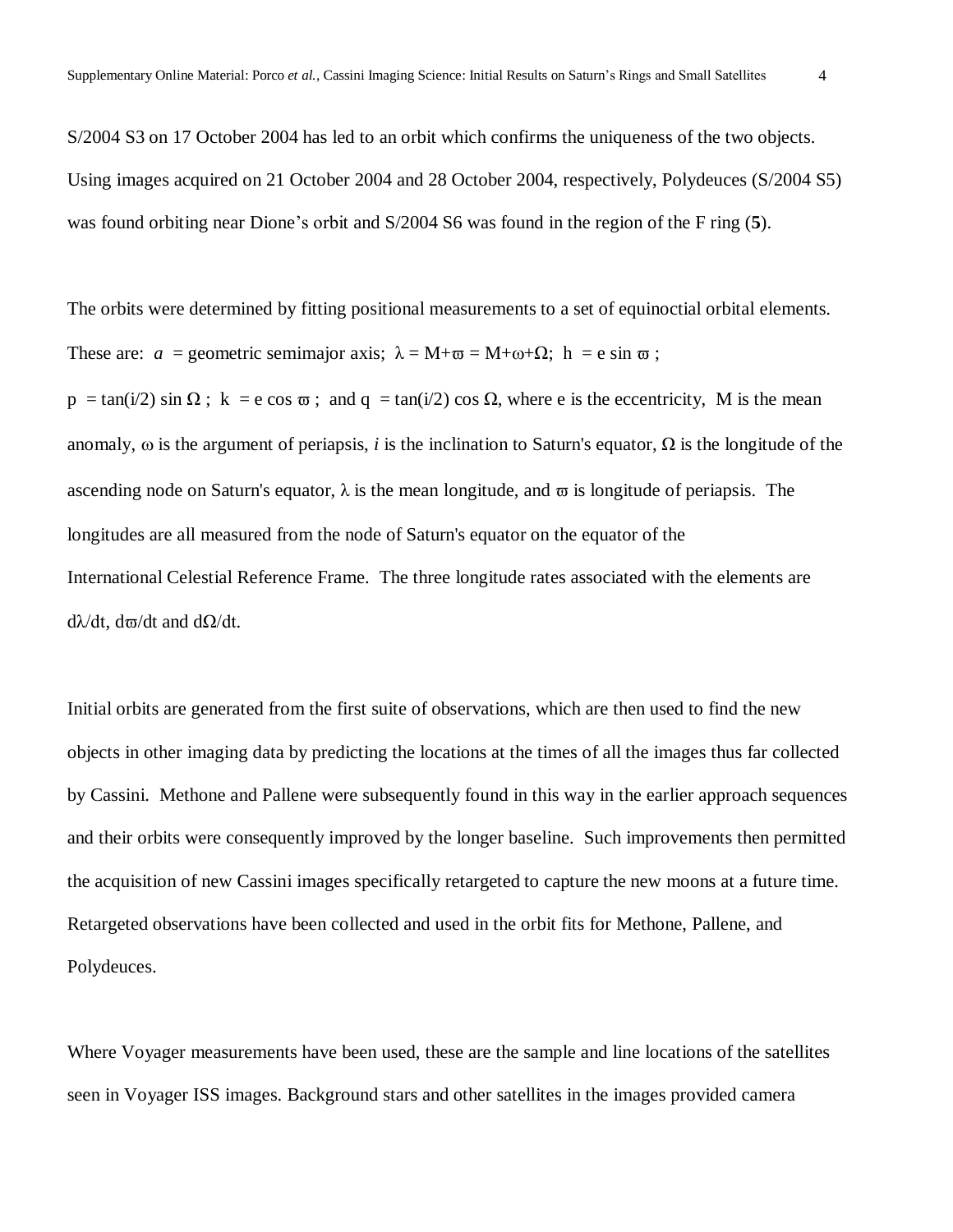S/2004 S3 on 17 October 2004 has led to an orbit which confirms the uniqueness of the two objects. Using images acquired on 21 October 2004 and 28 October 2004, respectively, Polydeuces (S/2004 S5) was found orbiting near Dione's orbit and S/2004 S6 was found in the region of the F ring (**5**).

The orbits were determined by fitting positional measurements to a set of equinoctial orbital elements. These are: $a$ = geometric semimajor axis; $\lambda = M+\varpi = M+\omega+\Omega$; $h = e \sin \varpi$ ; $p = \tan(i/2) \sin \Omega$ ; $k = e \cos \varpi$ ; and $q = \tan(i/2) \cos \Omega$, where e is the eccentricity, M is the mean anomaly, $\omega$ is the argument of periapsis, $i$ is the inclination to Saturn's equator, $\Omega$ is the longitude of the ascending node on Saturn's equator, $\lambda$ is the mean longitude, and $\varpi$ is longitude of periapsis. The longitudes are all measured from the node of Saturn's equator on the equator of the International Celestial Reference Frame. The three longitude rates associated with the elements are $d\lambda/dt$, $d\varpi/dt$ and $d\Omega/dt$.

Initial orbits are generated from the first suite of observations, which are then used to find the new objects in other imaging data by predicting the locations at the times of all the images thus far collected by Cassini. Methone and Pallene were subsequently found in this way in the earlier approach sequences and their orbits were consequently improved by the longer baseline. Such improvements then permitted the acquisition of new Cassini images specifically retargeted to capture the new moons at a future time. Retargeted observations have been collected and used in the orbit fits for Methone, Pallene, and Polydeuces.

Where Voyager measurements have been used, these are the sample and line locations of the satellites seen in Voyager ISS images. Background stars and other satellites in the images provided camera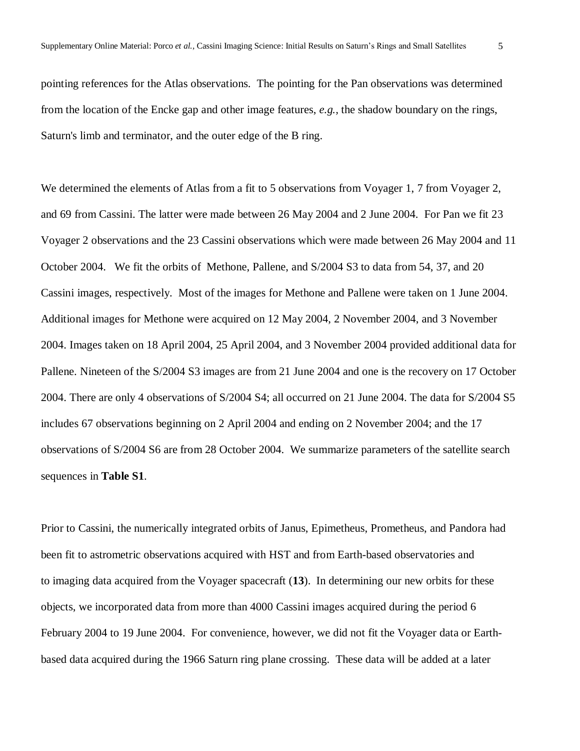pointing references for the Atlas observations. The pointing for the Pan observations was determined from the location of the Encke gap and other image features, *e.g.*, the shadow boundary on the rings, Saturn's limb and terminator, and the outer edge of the B ring.

We determined the elements of Atlas from a fit to 5 observations from Voyager 1, 7 from Voyager 2, and 69 from Cassini. The latter were made between 26 May 2004 and 2 June 2004. For Pan we fit 23 Voyager 2 observations and the 23 Cassini observations which were made between 26 May 2004 and 11 October 2004. We fit the orbits of Methone, Pallene, and S/2004 S3 to data from 54, 37, and 20 Cassini images, respectively. Most of the images for Methone and Pallene were taken on 1 June 2004. Additional images for Methone were acquired on 12 May 2004, 2 November 2004, and 3 November 2004. Images taken on 18 April 2004, 25 April 2004, and 3 November 2004 provided additional data for Pallene. Nineteen of the S/2004 S3 images are from 21 June 2004 and one is the recovery on 17 October 2004. There are only 4 observations of S/2004 S4; all occurred on 21 June 2004. The data for S/2004 S5 includes 67 observations beginning on 2 April 2004 and ending on 2 November 2004; and the 17 observations of S/2004 S6 are from 28 October 2004. We summarize parameters of the satellite search sequences in **Table S1**.

Prior to Cassini, the numerically integrated orbits of Janus, Epimetheus, Prometheus, and Pandora had been fit to astrometric observations acquired with HST and from Earth-based observatories and to imaging data acquired from the Voyager spacecraft (**13**). In determining our new orbits for these objects, we incorporated data from more than 4000 Cassini images acquired during the period 6 February 2004 to 19 June 2004. For convenience, however, we did not fit the Voyager data or Earth-based data acquired during the 1966 Saturn ring plane crossing. These data will be added at a later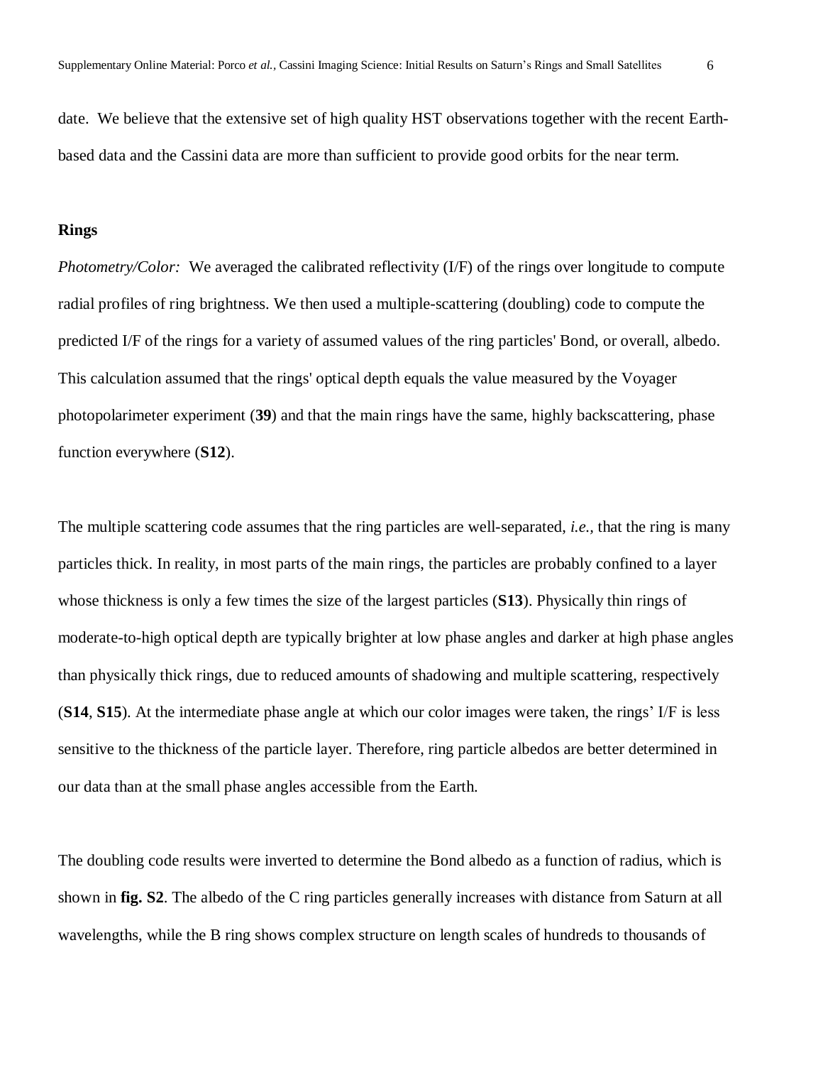date. We believe that the extensive set of high quality HST observations together with the recent Earth-based data and the Cassini data are more than sufficient to provide good orbits for the near term.

**Rings**

*Photometry/Color:* We averaged the calibrated reflectivity (I/F) of the rings over longitude to compute radial profiles of ring brightness. We then used a multiple-scattering (doubling) code to compute the predicted I/F of the rings for a variety of assumed values of the ring particles' Bond, or overall, albedo. This calculation assumed that the rings' optical depth equals the value measured by the Voyager photopolarimeter experiment (**39**) and that the main rings have the same, highly backscattering, phase function everywhere (**S12**).

The multiple scattering code assumes that the ring particles are well-separated, *i.e.*, that the ring is many particles thick. In reality, in most parts of the main rings, the particles are probably confined to a layer whose thickness is only a few times the size of the largest particles (**S13**). Physically thin rings of moderate-to-high optical depth are typically brighter at low phase angles and darker at high phase angles than physically thick rings, due to reduced amounts of shadowing and multiple scattering, respectively (**S14**, **S15**). At the intermediate phase angle at which our color images were taken, the rings' I/F is less sensitive to the thickness of the particle layer. Therefore, ring particle albedos are better determined in our data than at the small phase angles accessible from the Earth.

The doubling code results were inverted to determine the Bond albedo as a function of radius, which is shown in **fig. S2**. The albedo of the C ring particles generally increases with distance from Saturn at all wavelengths, while the B ring shows complex structure on length scales of hundreds to thousands of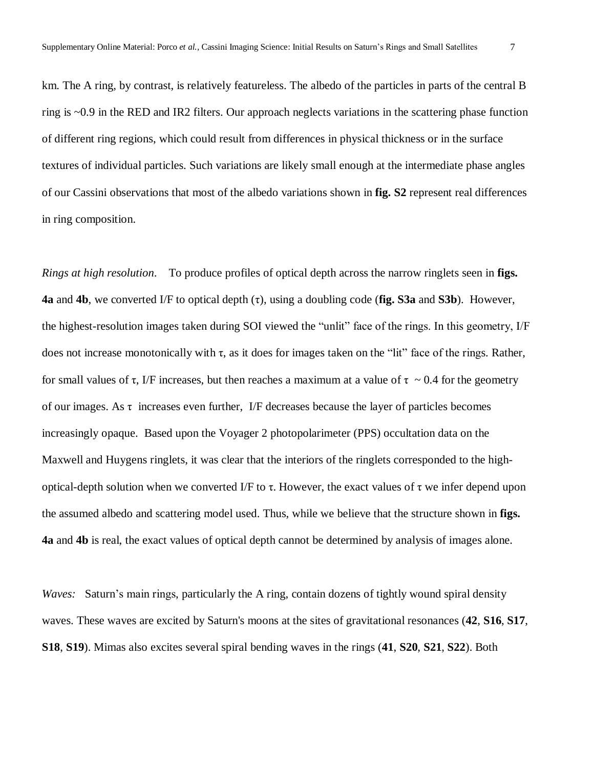km. The A ring, by contrast, is relatively featureless. The albedo of the particles in parts of the central B ring is ~0.9 in the RED and IR2 filters. Our approach neglects variations in the scattering phase function of different ring regions, which could result from differences in physical thickness or in the surface textures of individual particles. Such variations are likely small enough at the intermediate phase angles of our Cassini observations that most of the albedo variations shown in **fig. S2** represent real differences in ring composition.

*Rings at high resolution*. To produce profiles of optical depth across the narrow ringlets seen in **figs. 4a** and **4b**, we converted I/F to optical depth ($\tau$), using a doubling code (**fig. S3a** and **S3b**). However, the highest-resolution images taken during SOI viewed the "unlit" face of the rings. In this geometry, I/F does not increase monotonically with $\tau$, as it does for images taken on the "lit" face of the rings. Rather, for small values of $\tau$, I/F increases, but then reaches a maximum at a value of $\tau \sim 0.4$ for the geometry of our images. As $\tau$ increases even further, I/F decreases because the layer of particles becomes increasingly opaque. Based upon the Voyager 2 photopolarimeter (PPS) occultation data on the Maxwell and Huygens ringlets, it was clear that the interiors of the ringlets corresponded to the high-optical-depth solution when we converted I/F to $\tau$. However, the exact values of $\tau$ we infer depend upon the assumed albedo and scattering model used. Thus, while we believe that the structure shown in **figs. 4a** and **4b** is real, the exact values of optical depth cannot be determined by analysis of images alone.

*Waves:* Saturn's main rings, particularly the A ring, contain dozens of tightly wound spiral density waves. These waves are excited by Saturn's moons at the sites of gravitational resonances (**42**, **S16**, **S17**, **S18**, **S19**). Mimas also excites several spiral bending waves in the rings (**41**, **S20**, **S21**, **S22**). Both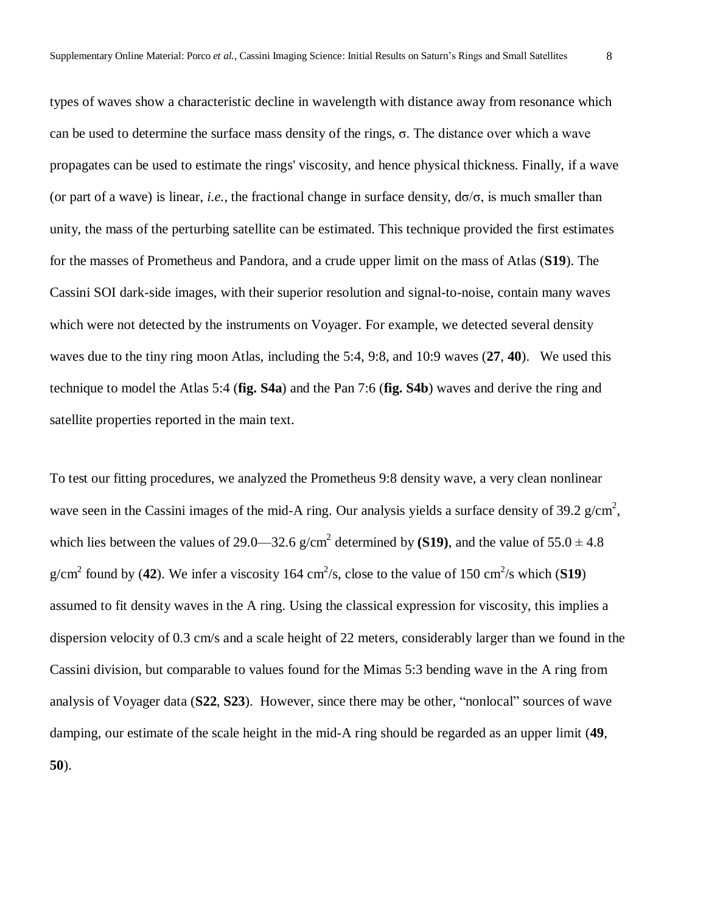types of waves show a characteristic decline in wavelength with distance away from resonance which can be used to determine the surface mass density of the rings, $\sigma$. The distance over which a wave propagates can be used to estimate the rings' viscosity, and hence physical thickness. Finally, if a wave (or part of a wave) is linear, *i.e.*, the fractional change in surface density, $d\sigma/\sigma$, is much smaller than unity, the mass of the perturbing satellite can be estimated. This technique provided the first estimates for the masses of Prometheus and Pandora, and a crude upper limit on the mass of Atlas (**S19**). The Cassini SOI dark-side images, with their superior resolution and signal-to-noise, contain many waves which were not detected by the instruments on Voyager. For example, we detected several density waves due to the tiny ring moon Atlas, including the 5:4, 9:8, and 10:9 waves (**27**, **40**). We used this technique to model the Atlas 5:4 (**fig. S4a**) and the Pan 7:6 (**fig. S4b**) waves and derive the ring and satellite properties reported in the main text.

To test our fitting procedures, we analyzed the Prometheus 9:8 density wave, a very clean nonlinear wave seen in the Cassini images of the mid-A ring. Our analysis yields a surface density of 39.2 g/cm$^2$, which lies between the values of 29.0—32.6 g/cm$^2$ determined by **(S19)**, and the value of $55.0 \pm 4.8$ g/cm$^2$ found by (**42**). We infer a viscosity 164 cm$^2$/s, close to the value of 150 cm$^2$/s which (**S19**) assumed to fit density waves in the A ring. Using the classical expression for viscosity, this implies a dispersion velocity of 0.3 cm/s and a scale height of 22 meters, considerably larger than we found in the Cassini division, but comparable to values found for the Mimas 5:3 bending wave in the A ring from analysis of Voyager data (**S22**, **S23**). However, since there may be other, "nonlocal" sources of wave damping, our estimate of the scale height in the mid-A ring should be regarded as an upper limit (**49**, **50**).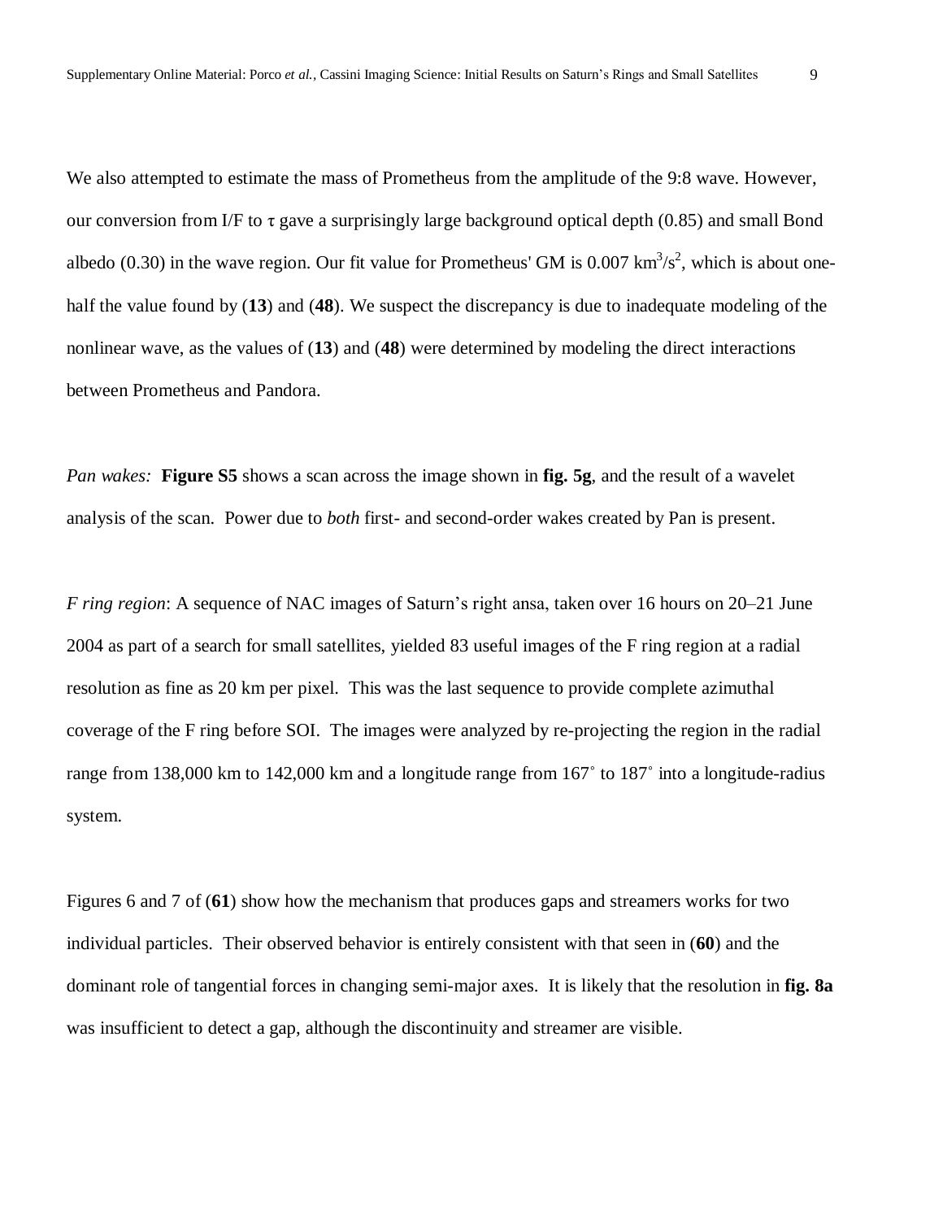We also attempted to estimate the mass of Prometheus from the amplitude of the 9:8 wave. However, our conversion from I/F to $\tau$ gave a surprisingly large background optical depth (0.85) and small Bond albedo (0.30) in the wave region. Our fit value for Prometheus' GM is 0.007 $km^3/s^2$, which is about one-half the value found by (**13**) and (**48**). We suspect the discrepancy is due to inadequate modeling of the nonlinear wave, as the values of (**13**) and (**48**) were determined by modeling the direct interactions between Prometheus and Pandora.

*Pan wakes:* **Figure S5** shows a scan across the image shown in **fig. 5g**, and the result of a wavelet analysis of the scan. Power due to *both* first- and second-order wakes created by Pan is present.

*F ring region*: A sequence of NAC images of Saturn's right ansa, taken over 16 hours on 20–21 June 2004 as part of a search for small satellites, yielded 83 useful images of the F ring region at a radial resolution as fine as 20 km per pixel. This was the last sequence to provide complete azimuthal coverage of the F ring before SOI. The images were analyzed by re-projecting the region in the radial range from 138,000 km to 142,000 km and a longitude range from 167˚ to 187˚ into a longitude-radius system.

Figures 6 and 7 of (**61**) show how the mechanism that produces gaps and streamers works for two individual particles. Their observed behavior is entirely consistent with that seen in (**60**) and the dominant role of tangential forces in changing semi-major axes. It is likely that the resolution in **fig. 8a** was insufficient to detect a gap, although the discontinuity and streamer are visible.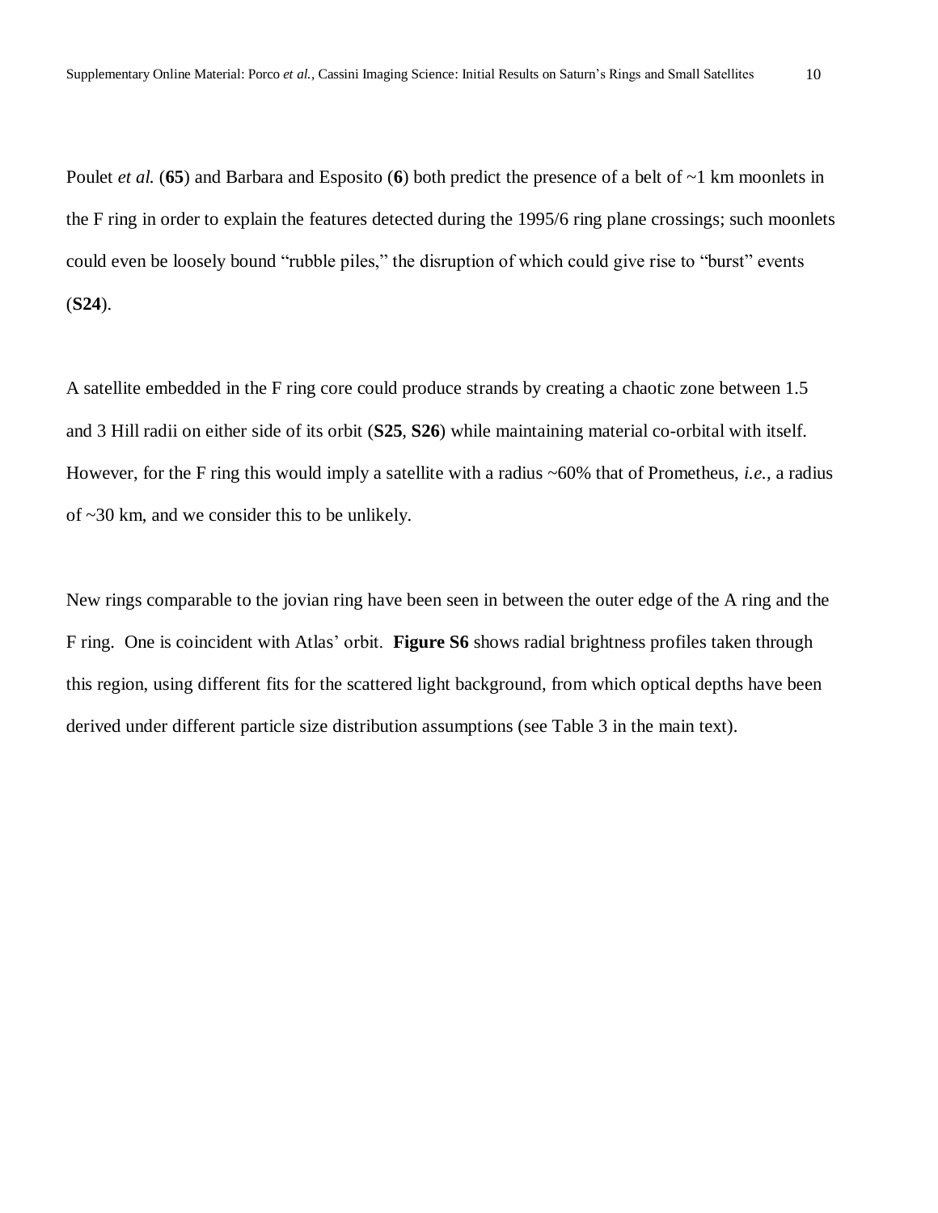Poulet *et al.* (**65**) and Barbara and Esposito (**6**) both predict the presence of a belt of ~1 km moonlets in the F ring in order to explain the features detected during the 1995/6 ring plane crossings; such moonlets could even be loosely bound “rubble piles,” the disruption of which could give rise to “burst” events (**S24**).

A satellite embedded in the F ring core could produce strands by creating a chaotic zone between 1.5 and 3 Hill radii on either side of its orbit (**S25**, **S26**) while maintaining material co-orbital with itself. However, for the F ring this would imply a satellite with a radius ~60% that of Prometheus, *i.e.*, a radius of ~30 km, and we consider this to be unlikely.

New rings comparable to the jovian ring have been seen in between the outer edge of the A ring and the F ring. One is coincident with Atlas’ orbit. **Figure S6** shows radial brightness profiles taken through this region, using different fits for the scattered light background, from which optical depths have been derived under different particle size distribution assumptions (see Table 3 in the main text).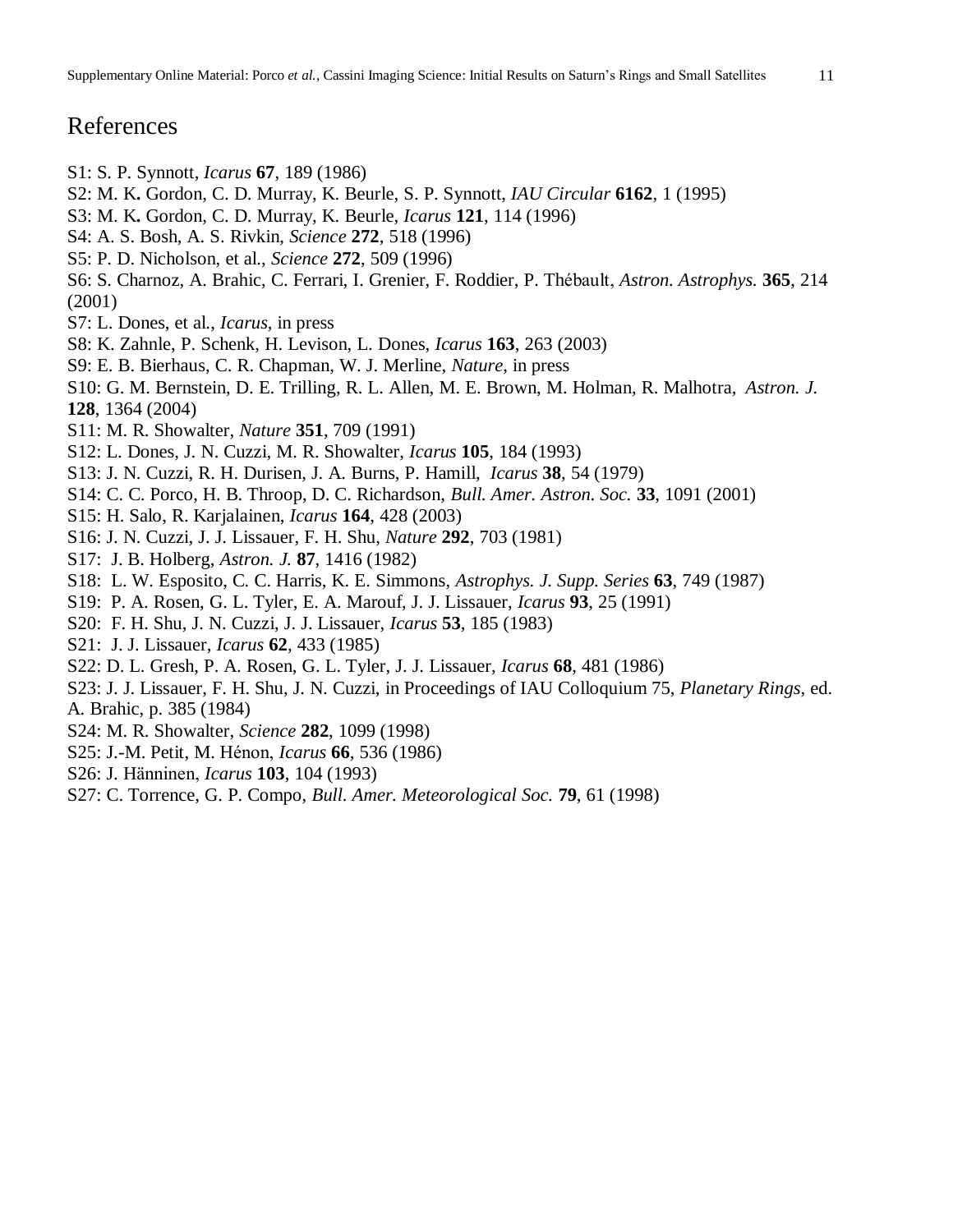# References

S1: S. P. Synnott, *Icarus* **67**, 189 (1986)
S2: M. K**.** Gordon, C. D. Murray, K. Beurle, S. P. Synnott, *IAU Circular* **6162**, 1 (1995)
S3: M. K**.** Gordon, C. D. Murray, K. Beurle, *Icarus* **121**, 114 (1996)
S4: A. S. Bosh, A. S. Rivkin, *Science* **272**, 518 (1996)
S5: P. D. Nicholson, et al., *Science* **272**, 509 (1996)
S6: S. Charnoz, A. Brahic, C. Ferrari, I. Grenier, F. Roddier, P. Thébault, *Astron. Astrophys.* **365**, 214 (2001)
S7: L. Dones, et al., *Icarus*, in press
S8: K. Zahnle, P. Schenk, H. Levison, L. Dones, *Icarus* **163**, 263 (2003)
S9: E. B. Bierhaus, C. R. Chapman, W. J. Merline, *Nature*, in press
S10: G. M. Bernstein, D. E. Trilling, R. L. Allen, M. E. Brown, M. Holman, R. Malhotra, *Astron. J.* **128**, 1364 (2004)
S11: M. R. Showalter, *Nature* **351**, 709 (1991)
S12: L. Dones, J. N. Cuzzi, M. R. Showalter, *Icarus* **105**, 184 (1993)
S13: J. N. Cuzzi, R. H. Durisen, J. A. Burns, P. Hamill, *Icarus* **38**, 54 (1979)
S14: C. C. Porco, H. B. Throop, D. C. Richardson, *Bull. Amer. Astron. Soc.* **33**, 1091 (2001)
S15: H. Salo, R. Karjalainen, *Icarus* **164**, 428 (2003)
S16: J. N. Cuzzi, J. J. Lissauer, F. H. Shu, *Nature* **292**, 703 (1981)
S17: J. B. Holberg, *Astron. J.* **87**, 1416 (1982)
S18: L. W. Esposito, C. C. Harris, K. E. Simmons, *Astrophys. J. Supp. Series* **63**, 749 (1987)
S19: P. A. Rosen, G. L. Tyler, E. A. Marouf, J. J. Lissauer, *Icarus* **93**, 25 (1991)
S20: F. H. Shu, J. N. Cuzzi, J. J. Lissauer, *Icarus* **53**, 185 (1983)
S21: J. J. Lissauer, *Icarus* **62**, 433 (1985)
S22: D. L. Gresh, P. A. Rosen, G. L. Tyler, J. J. Lissauer, *Icarus* **68**, 481 (1986)
S23: J. J. Lissauer, F. H. Shu, J. N. Cuzzi, in Proceedings of IAU Colloquium 75, *Planetary Rings*, ed. A. Brahic, p. 385 (1984)
S24: M. R. Showalter, *Science* **282**, 1099 (1998)
S25: J.-M. Petit, M. Hénon, *Icarus* **66**, 536 (1986)
S26: J. Hänninen, *Icarus* **103**, 104 (1993)
S27: C. Torrence, G. P. Compo, *Bull. Amer. Meteorological Soc.* **79**, 61 (1998)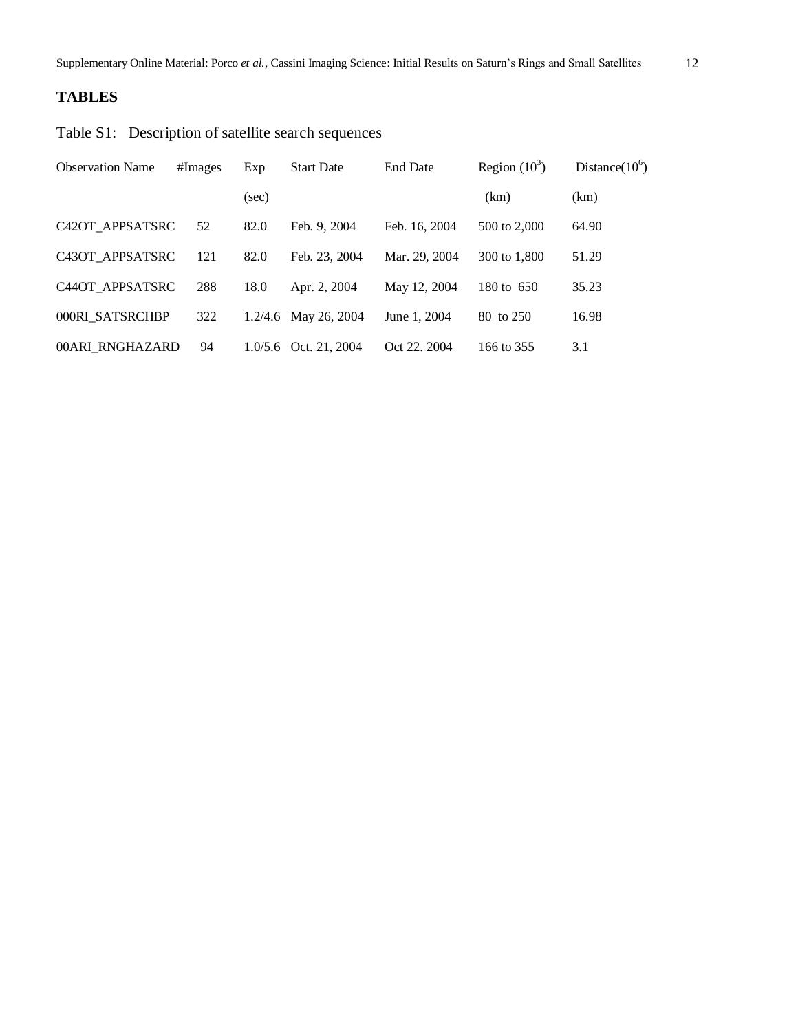## TABLES

Table S1: Description of satellite search sequences

| Observation Name | #Images | Exp (sec) | Start Date | End Date | Region ($10^3$) (km) | Distance($10^6$) (km) |
|---|---|---|---|---|---|---|
| C42OT_APPSATSRC | 52 | 82.0 | Feb. 9, 2004 | Feb. 16, 2004 | 500 to 2,000 | 64.90 |
| C43OT_APPSATSRC | 121 | 82.0 | Feb. 23, 2004 | Mar. 29, 2004 | 300 to 1,800 | 51.29 |
| C44OT_APPSATSRC | 288 | 18.0 | Apr. 2, 2004 | May 12, 2004 | 180 to 650 | 35.23 |
| 000RI_SATSRCHBP | 322 | 1.2/4.6 | May 26, 2004 | June 1, 2004 | 80 to 250 | 16.98 |
| 00ARI_RNGHAZARD | 94 | 1.0/5.6 | Oct. 21, 2004 | Oct 22. 2004 | 166 to 355 | 3.1 |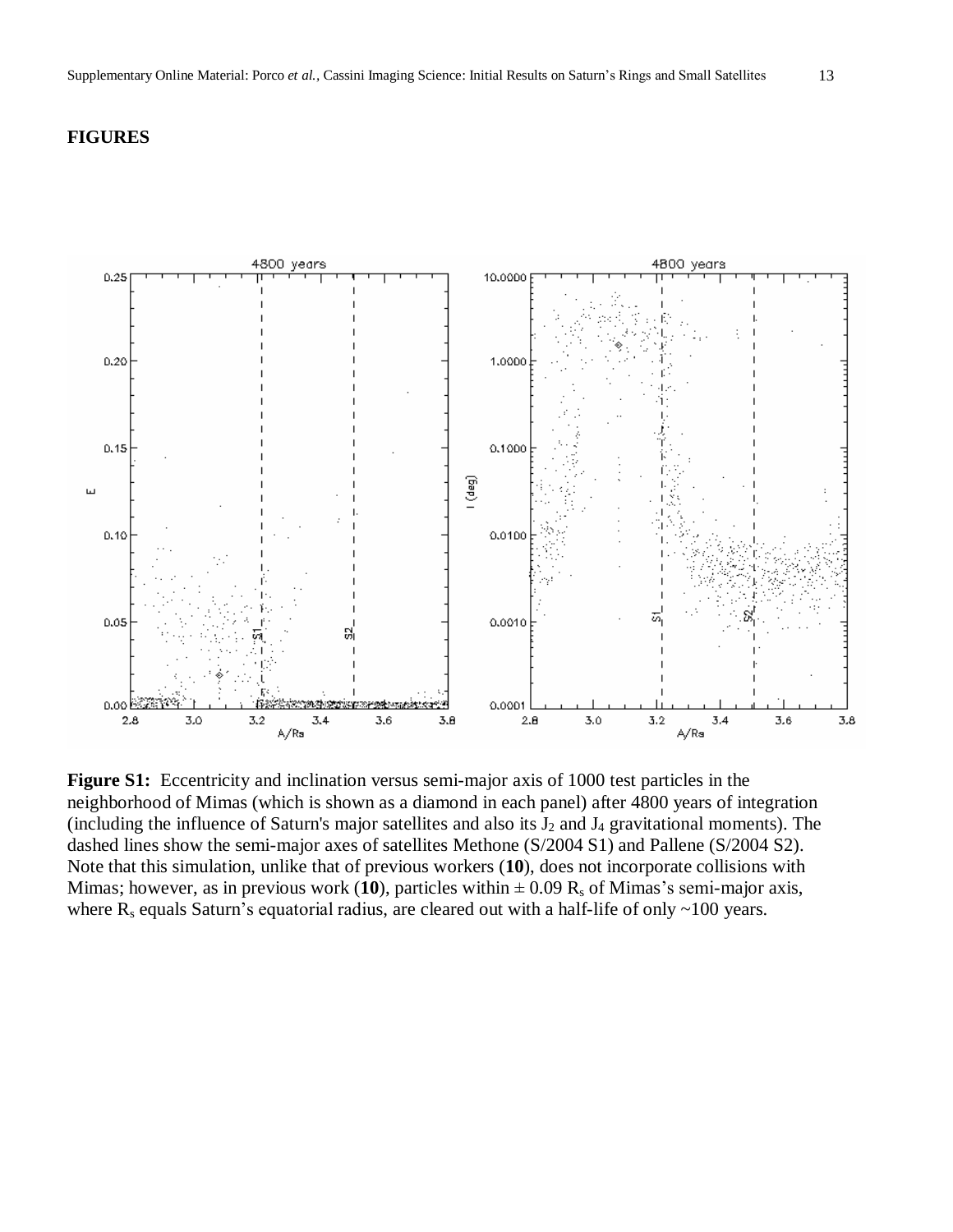## FIGURES

**Figure S1:** Eccentricity and inclination versus semi-major axis of 1000 test particles in the neighborhood of Mimas (which is shown as a diamond in each panel) after 4800 years of integration (including the influence of Saturn's major satellites and also its $J_2$ and $J_4$ gravitational moments). The dashed lines show the semi-major axes of satellites Methone (S/2004 S1) and Pallene (S/2004 S2). Note that this simulation, unlike that of previous workers (**10**), does not incorporate collisions with Mimas; however, as in previous work (**10**), particles within $\pm$ 0.09 $R_s$ of Mimas's semi-major axis, where $R_s$ equals Saturn's equatorial radius, are cleared out with a half-life of only ~100 years.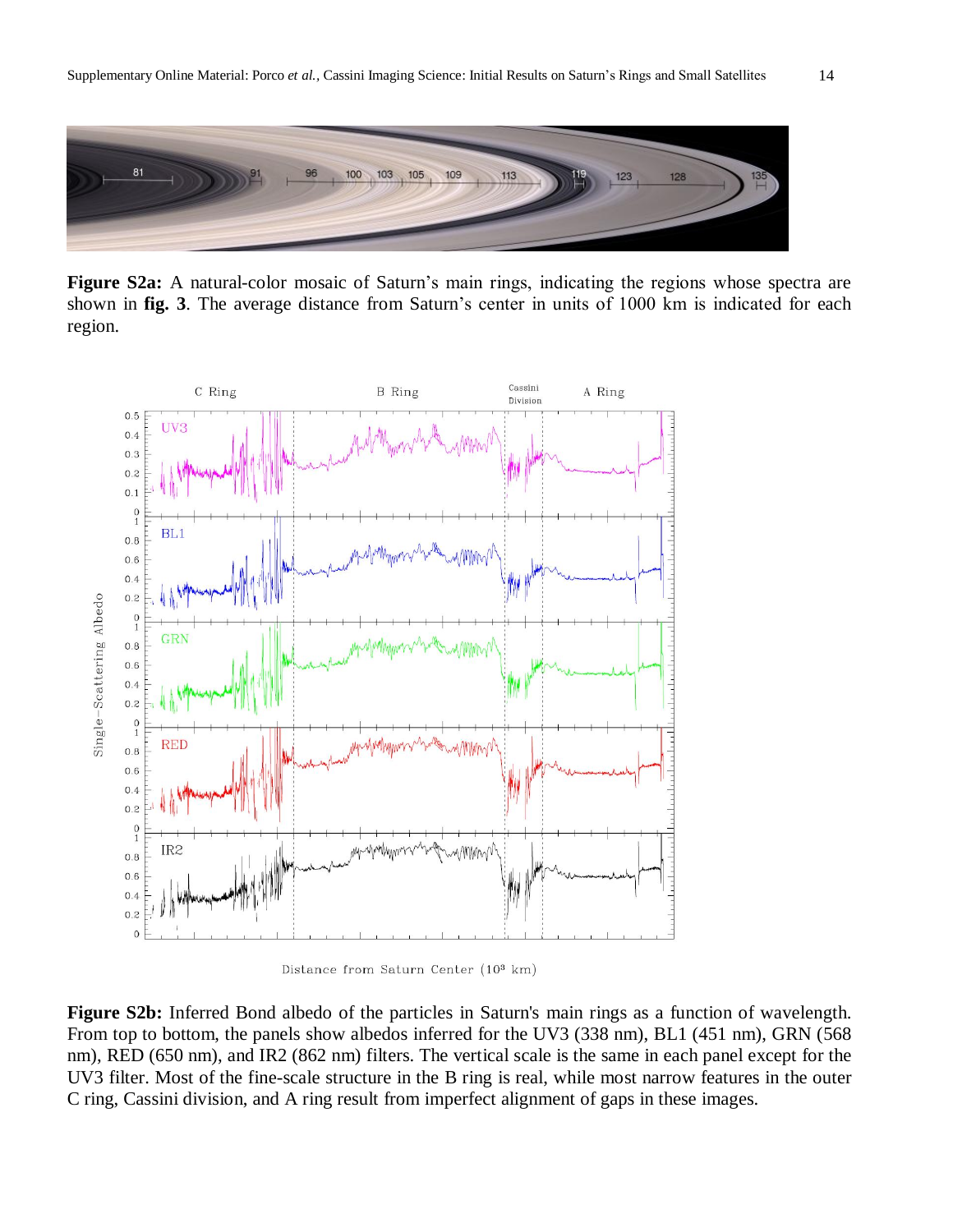**Figure S2a:** A natural-color mosaic of Saturn's main rings, indicating the regions whose spectra are shown in **fig. 3**. The average distance from Saturn's center in units of 1000 km is indicated for each region.

**Figure S2b:** Inferred Bond albedo of the particles in Saturn's main rings as a function of wavelength. From top to bottom, the panels show albedos inferred for the UV3 (338 nm), BL1 (451 nm), GRN (568 nm), RED (650 nm), and IR2 (862 nm) filters. The vertical scale is the same in each panel except for the UV3 filter. Most of the fine-scale structure in the B ring is real, while most narrow features in the outer C ring, Cassini division, and A ring result from imperfect alignment of gaps in these images.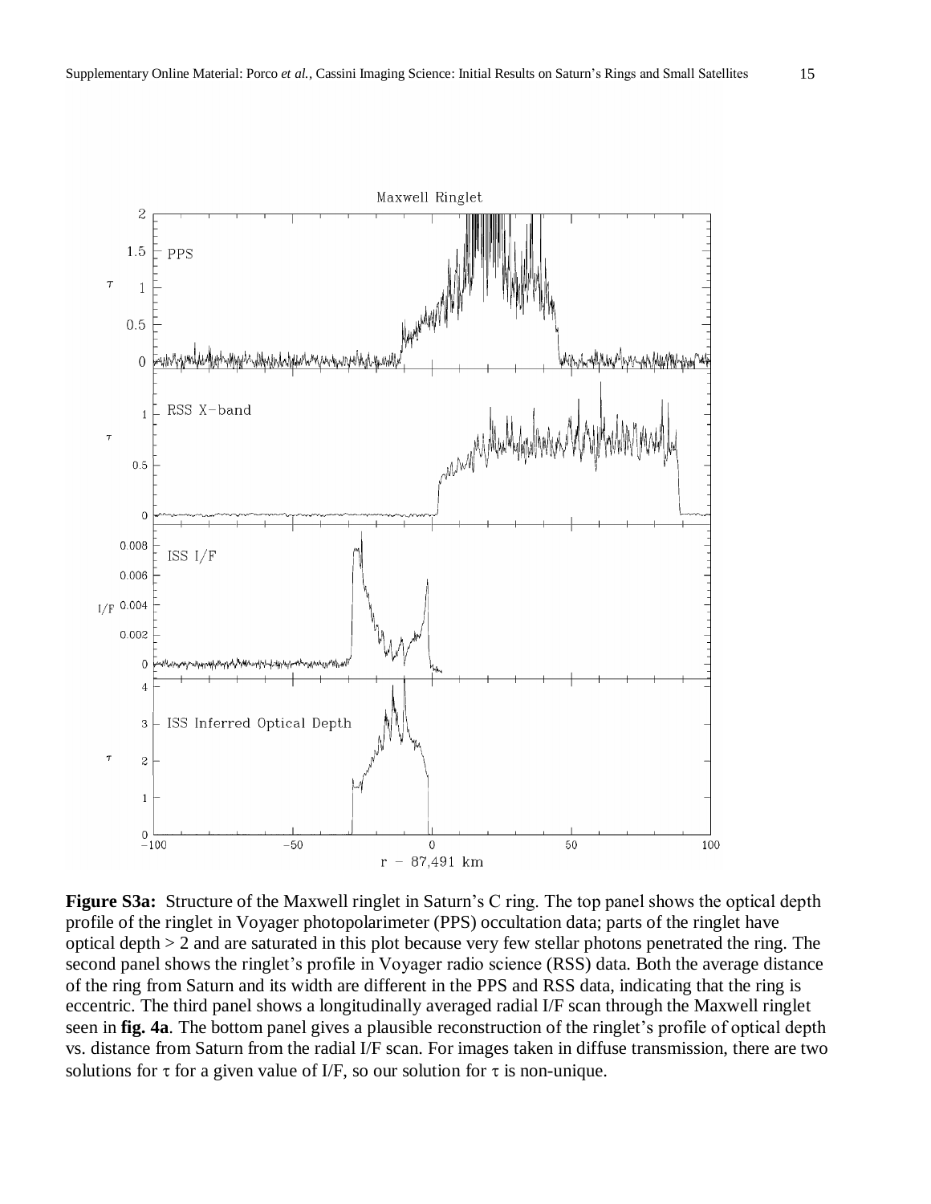**Figure S3a:** Structure of the Maxwell ringlet in Saturn's C ring. The top panel shows the optical depth profile of the ringlet in Voyager photopolarimeter (PPS) occultation data; parts of the ringlet have optical depth > 2 and are saturated in this plot because very few stellar photons penetrated the ring. The second panel shows the ringlet's profile in Voyager radio science (RSS) data. Both the average distance of the ring from Saturn and its width are different in the PPS and RSS data, indicating that the ring is eccentric. The third panel shows a longitudinally averaged radial I/F scan through the Maxwell ringlet seen in **fig. 4a**. The bottom panel gives a plausible reconstruction of the ringlet's profile of optical depth vs. distance from Saturn from the radial I/F scan. For images taken in diffuse transmission, there are two solutions for $\tau$ for a given value of I/F, so our solution for $\tau$ is non-unique.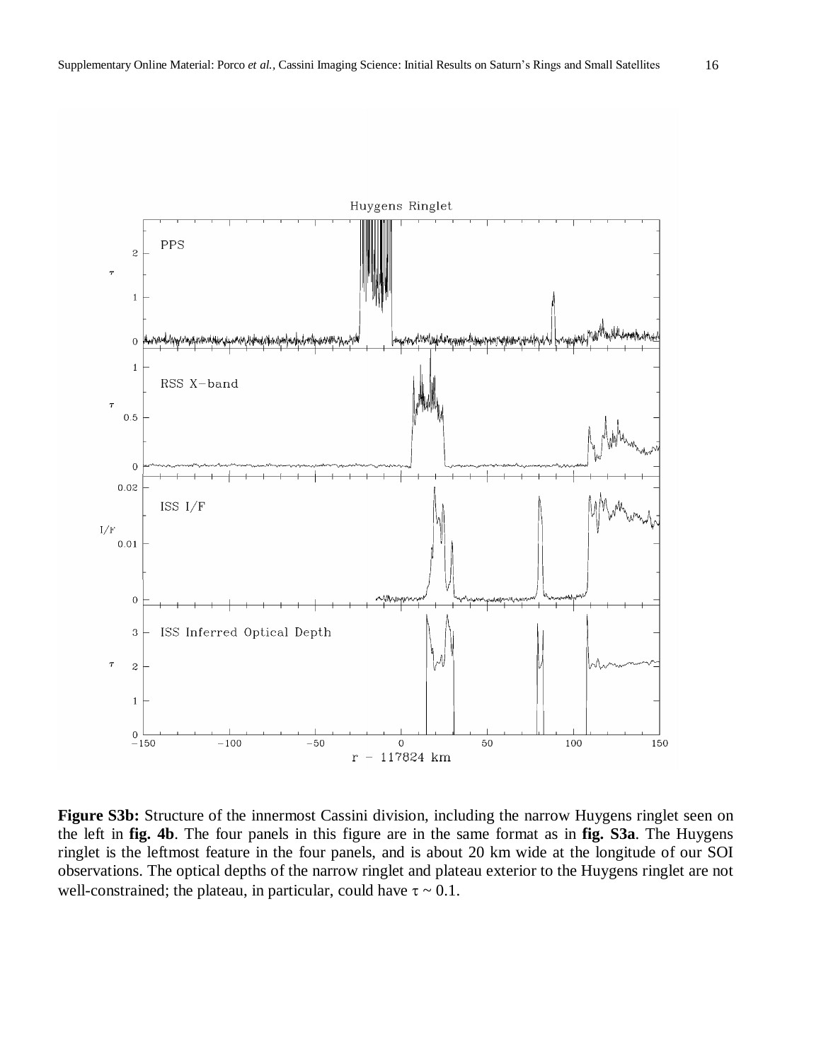**Figure S3b:** Structure of the innermost Cassini division, including the narrow Huygens ringlet seen on the left in **fig. 4b**. The four panels in this figure are in the same format as in **fig. S3a**. The Huygens ringlet is the leftmost feature in the four panels, and is about 20 km wide at the longitude of our SOI observations. The optical depths of the narrow ringlet and plateau exterior to the Huygens ringlet are not well-constrained; the plateau, in particular, could have $\tau \sim 0.1$.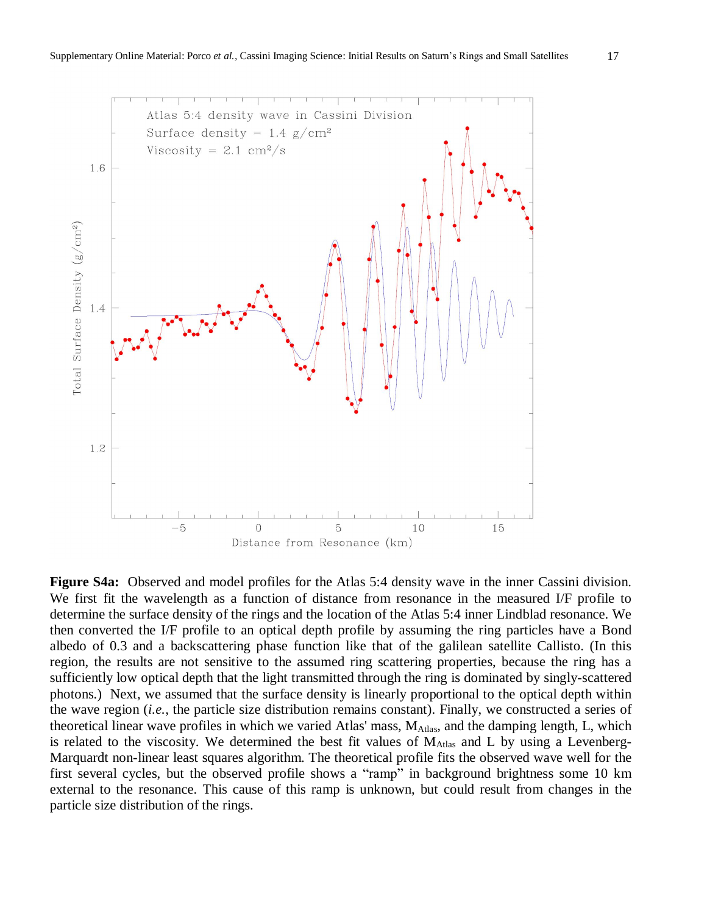**Figure S4a:** Observed and model profiles for the Atlas 5:4 density wave in the inner Cassini division. We first fit the wavelength as a function of distance from resonance in the measured I/F profile to determine the surface density of the rings and the location of the Atlas 5:4 inner Lindblad resonance. We then converted the I/F profile to an optical depth profile by assuming the ring particles have a Bond albedo of 0.3 and a backscattering phase function like that of the galilean satellite Callisto. (In this region, the results are not sensitive to the assumed ring scattering properties, because the ring has a sufficiently low optical depth that the light transmitted through the ring is dominated by singly-scattered photons.) Next, we assumed that the surface density is linearly proportional to the optical depth within the wave region (*i.e.*, the particle size distribution remains constant). Finally, we constructed a series of theoretical linear wave profiles in which we varied Atlas' mass, $M_{Atlas}$, and the damping length, L, which is related to the viscosity. We determined the best fit values of $M_{Atlas}$ and L by using a Levenberg-Marquardt non-linear least squares algorithm. The theoretical profile fits the observed wave well for the first several cycles, but the observed profile shows a "ramp" in background brightness some 10 km external to the resonance. This cause of this ramp is unknown, but could result from changes in the particle size distribution of the rings.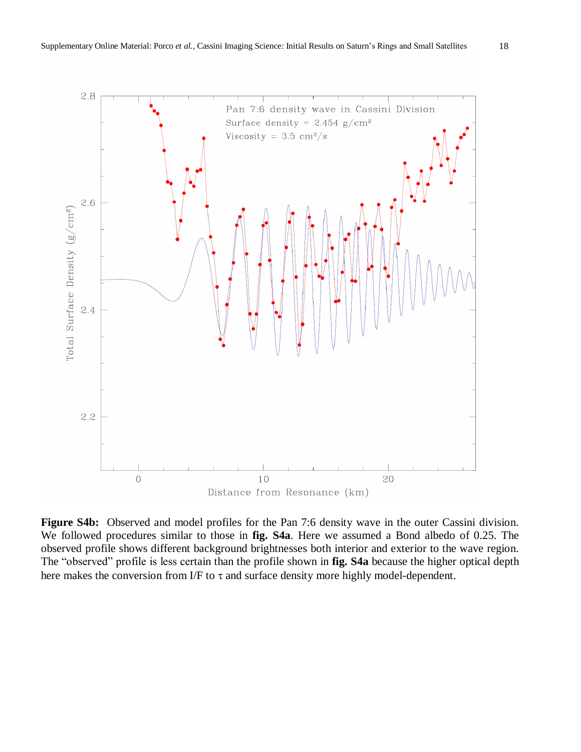**Figure S4b:** Observed and model profiles for the Pan 7:6 density wave in the outer Cassini division. We followed procedures similar to those in **fig. S4a**. Here we assumed a Bond albedo of 0.25. The observed profile shows different background brightnesses both interior and exterior to the wave region. The "observed" profile is less certain than the profile shown in **fig. S4a** because the higher optical depth here makes the conversion from I/F to $\tau$ and surface density more highly model-dependent.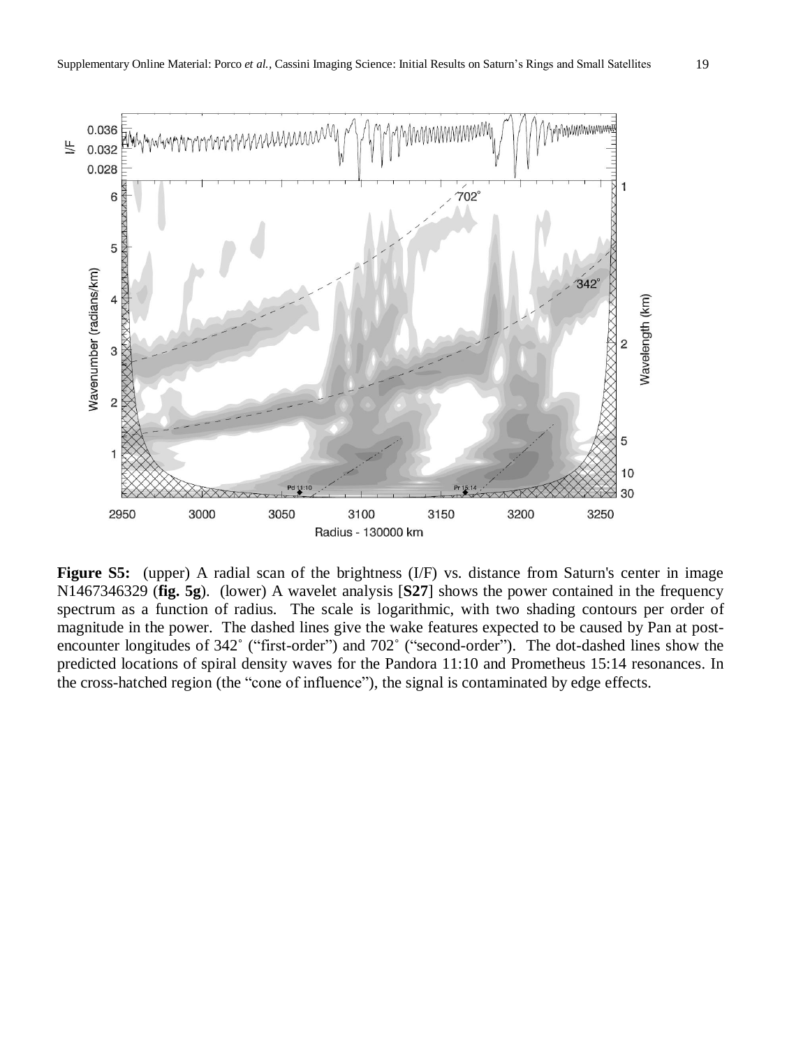**Figure S5:** (upper) A radial scan of the brightness (I/F) vs. distance from Saturn's center in image N1467346329 (**fig. 5g**). (lower) A wavelet analysis [**S27**] shows the power contained in the frequency spectrum as a function of radius. The scale is logarithmic, with two shading contours per order of magnitude in the power. The dashed lines give the wake features expected to be caused by Pan at post-encounter longitudes of 342˚ ("first-order") and 702˚ ("second-order"). The dot-dashed lines show the predicted locations of spiral density waves for the Pandora 11:10 and Prometheus 15:14 resonances. In the cross-hatched region (the "cone of influence"), the signal is contaminated by edge effects.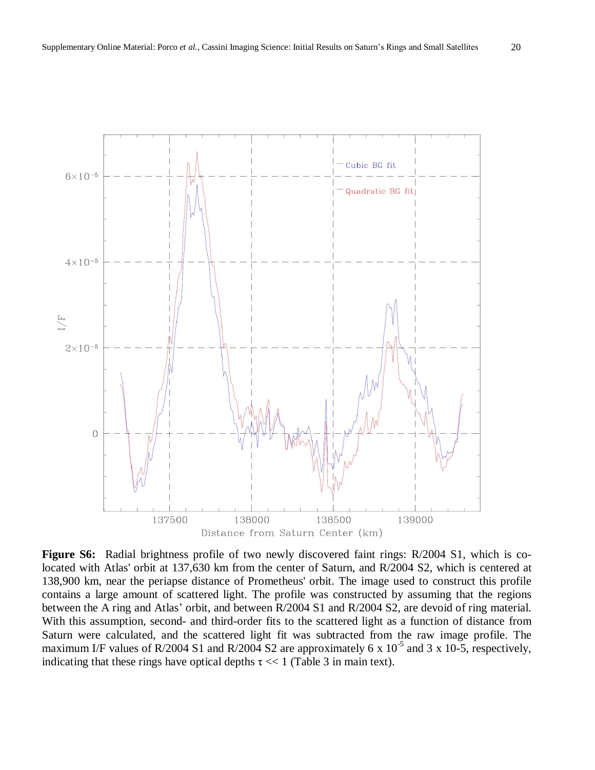Cubic BG fit

Quadratic BG fit

I/F

6×10⁻⁵

4×10⁻⁵

2×10⁻⁵

0

137500

138000

138500

139000

Distance from Saturn Center (km)

**Figure S6:** Radial brightness profile of two newly discovered faint rings: R/2004 S1, which is co-located with Atlas' orbit at 137,630 km from the center of Saturn, and R/2004 S2, which is centered at 138,900 km, near the periapse distance of Prometheus' orbit. The image used to construct this profile contains a large amount of scattered light. The profile was constructed by assuming that the regions between the A ring and Atlas' orbit, and between R/2004 S1 and R/2004 S2, are devoid of ring material. With this assumption, second- and third-order fits to the scattered light as a function of distance from Saturn were calculated, and the scattered light fit was subtracted from the raw image profile. The maximum I/F values of R/2004 S1 and R/2004 S2 are approximately 6 x $10^{-5}$ and 3 x 10-5, respectively, indicating that these rings have optical depths $\tau << 1$ (Table 3 in main text).